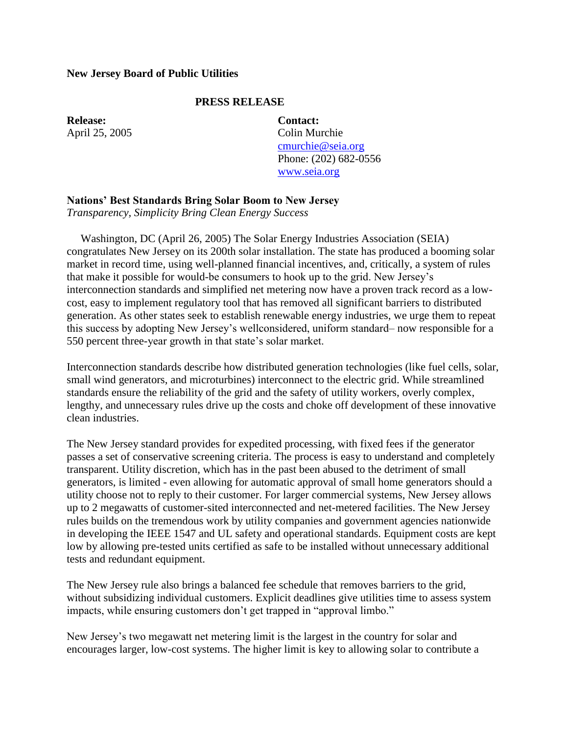**New Jersey Board of Public Utilities**

**PRESS RELEASE**

**Release:**
April 25, 2005

**Contact:**
Colin Murchie
cmurchie@seia.org
Phone: (202) 682-0556
www.seia.org

**Nations' Best Standards Bring Solar Boom to New Jersey**
*Transparency, Simplicity Bring Clean Energy Success*

Washington, DC (April 26, 2005) The Solar Energy Industries Association (SEIA) congratulates New Jersey on its 200th solar installation. The state has produced a booming solar market in record time, using well-planned financial incentives, and, critically, a system of rules that make it possible for would-be consumers to hook up to the grid. New Jersey's interconnection standards and simplified net metering now have a proven track record as a low-cost, easy to implement regulatory tool that has removed all significant barriers to distributed generation. As other states seek to establish renewable energy industries, we urge them to repeat this success by adopting New Jersey's wellconsidered, uniform standard– now responsible for a 550 percent three-year growth in that state's solar market.

Interconnection standards describe how distributed generation technologies (like fuel cells, solar, small wind generators, and microturbines) interconnect to the electric grid. While streamlined standards ensure the reliability of the grid and the safety of utility workers, overly complex, lengthy, and unnecessary rules drive up the costs and choke off development of these innovative clean industries.

The New Jersey standard provides for expedited processing, with fixed fees if the generator passes a set of conservative screening criteria. The process is easy to understand and completely transparent. Utility discretion, which has in the past been abused to the detriment of small generators, is limited - even allowing for automatic approval of small home generators should a utility choose not to reply to their customer. For larger commercial systems, New Jersey allows up to 2 megawatts of customer-sited interconnected and net-metered facilities. The New Jersey rules builds on the tremendous work by utility companies and government agencies nationwide in developing the IEEE 1547 and UL safety and operational standards. Equipment costs are kept low by allowing pre-tested units certified as safe to be installed without unnecessary additional tests and redundant equipment.

The New Jersey rule also brings a balanced fee schedule that removes barriers to the grid, without subsidizing individual customers. Explicit deadlines give utilities time to assess system impacts, while ensuring customers don't get trapped in "approval limbo."

New Jersey's two megawatt net metering limit is the largest in the country for solar and encourages larger, low-cost systems. The higher limit is key to allowing solar to contribute a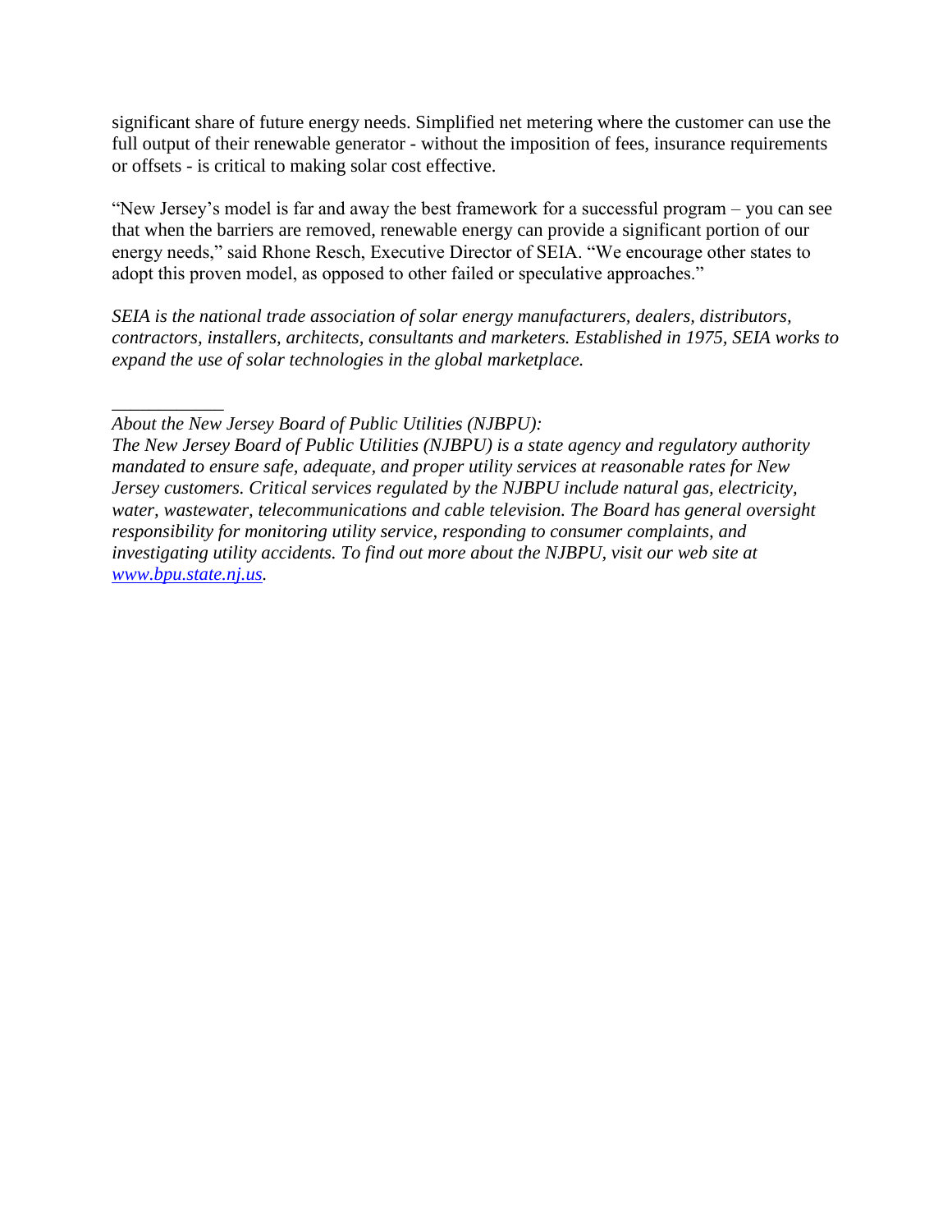significant share of future energy needs. Simplified net metering where the customer can use the full output of their renewable generator - without the imposition of fees, insurance requirements or offsets - is critical to making solar cost effective.

"New Jersey's model is far and away the best framework for a successful program – you can see that when the barriers are removed, renewable energy can provide a significant portion of our energy needs," said Rhone Resch, Executive Director of SEIA. "We encourage other states to adopt this proven model, as opposed to other failed or speculative approaches."

*SEIA is the national trade association of solar energy manufacturers, dealers, distributors, contractors, installers, architects, consultants and marketers. Established in 1975, SEIA works to expand the use of solar technologies in the global marketplace.*

___________

*About the New Jersey Board of Public Utilities (NJBPU):*
*The New Jersey Board of Public Utilities (NJBPU) is a state agency and regulatory authority mandated to ensure safe, adequate, and proper utility services at reasonable rates for New Jersey customers. Critical services regulated by the NJBPU include natural gas, electricity, water, wastewater, telecommunications and cable television. The Board has general oversight responsibility for monitoring utility service, responding to consumer complaints, and investigating utility accidents. To find out more about the NJBPU, visit our web site at [www.bpu.state.nj.us](http://www.bpu.state.nj.us).*